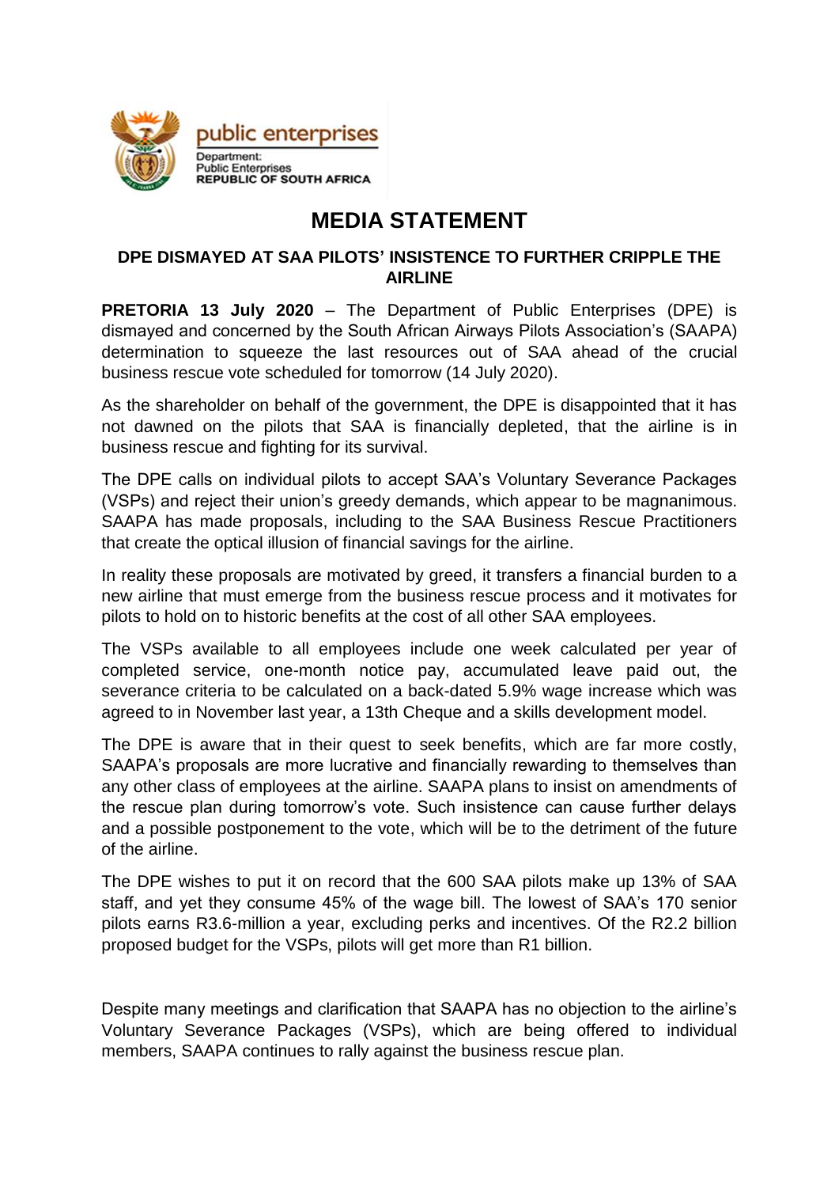public enterprises

Department:
Public Enterprises
REPUBLIC OF SOUTH AFRICA

# MEDIA STATEMENT

## DPE DISMAYED AT SAA PILOTS' INSISTENCE TO FURTHER CRIPPLE THE AIRLINE

**PRETORIA 13 July 2020** – The Department of Public Enterprises (DPE) is dismayed and concerned by the South African Airways Pilots Association's (SAAPA) determination to squeeze the last resources out of SAA ahead of the crucial business rescue vote scheduled for tomorrow (14 July 2020).

As the shareholder on behalf of the government, the DPE is disappointed that it has not dawned on the pilots that SAA is financially depleted, that the airline is in business rescue and fighting for its survival.

The DPE calls on individual pilots to accept SAA's Voluntary Severance Packages (VSPs) and reject their union's greedy demands, which appear to be magnanimous. SAAPA has made proposals, including to the SAA Business Rescue Practitioners that create the optical illusion of financial savings for the airline.

In reality these proposals are motivated by greed, it transfers a financial burden to a new airline that must emerge from the business rescue process and it motivates for pilots to hold on to historic benefits at the cost of all other SAA employees.

The VSPs available to all employees include one week calculated per year of completed service, one-month notice pay, accumulated leave paid out, the severance criteria to be calculated on a back-dated 5.9% wage increase which was agreed to in November last year, a 13th Cheque and a skills development model.

The DPE is aware that in their quest to seek benefits, which are far more costly, SAAPA's proposals are more lucrative and financially rewarding to themselves than any other class of employees at the airline. SAAPA plans to insist on amendments of the rescue plan during tomorrow's vote. Such insistence can cause further delays and a possible postponement to the vote, which will be to the detriment of the future of the airline.

The DPE wishes to put it on record that the 600 SAA pilots make up 13% of SAA staff, and yet they consume 45% of the wage bill. The lowest of SAA's 170 senior pilots earns R3.6-million a year, excluding perks and incentives. Of the R2.2 billion proposed budget for the VSPs, pilots will get more than R1 billion.

Despite many meetings and clarification that SAAPA has no objection to the airline's Voluntary Severance Packages (VSPs), which are being offered to individual members, SAAPA continues to rally against the business rescue plan.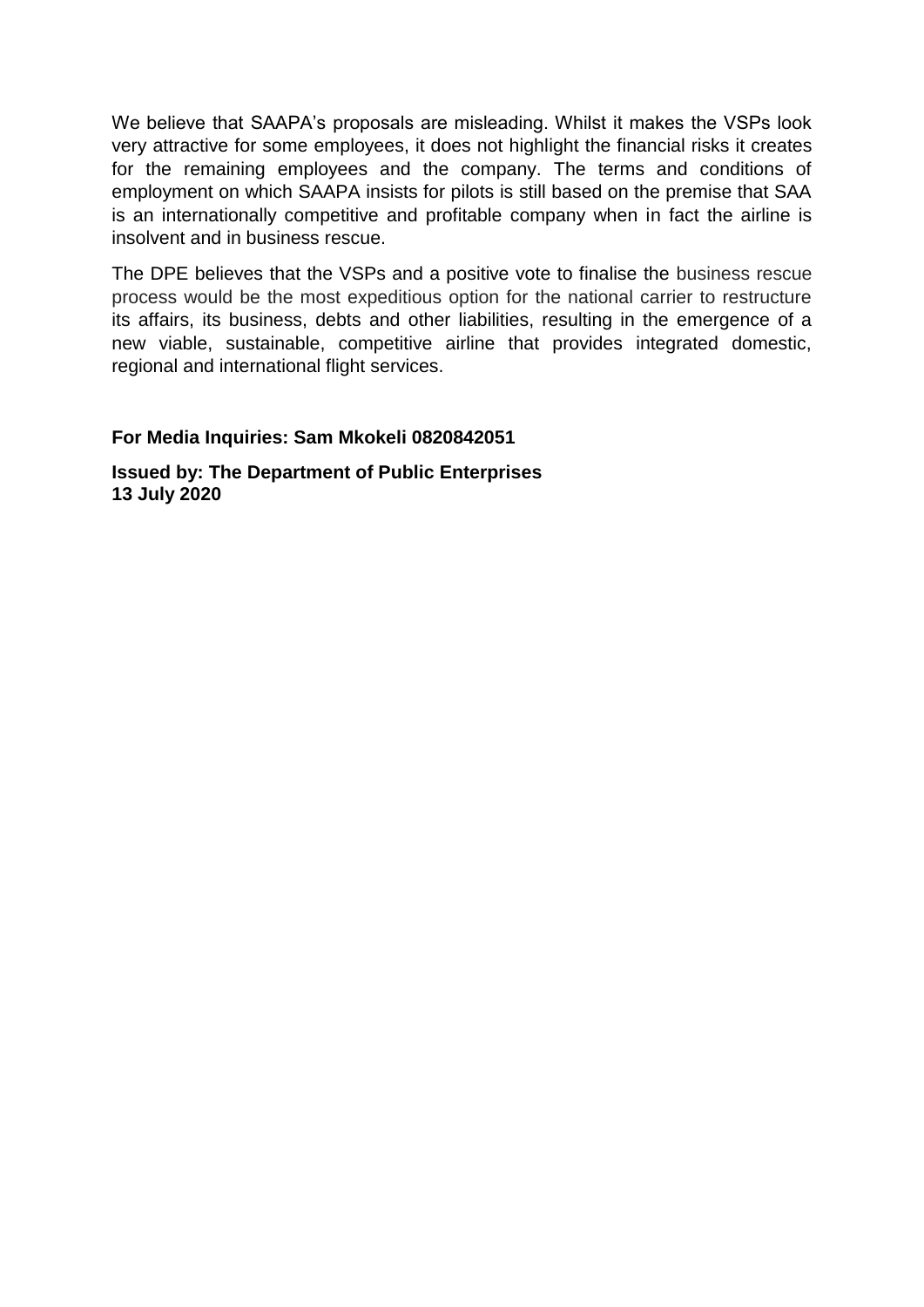We believe that SAAPA's proposals are misleading. Whilst it makes the VSPs look very attractive for some employees, it does not highlight the financial risks it creates for the remaining employees and the company. The terms and conditions of employment on which SAAPA insists for pilots is still based on the premise that SAA is an internationally competitive and profitable company when in fact the airline is insolvent and in business rescue.

The DPE believes that the VSPs and a positive vote to finalise the business rescue process would be the most expeditious option for the national carrier to restructure its affairs, its business, debts and other liabilities, resulting in the emergence of a new viable, sustainable, competitive airline that provides integrated domestic, regional and international flight services.

**For Media Inquiries: Sam Mkokeli 0820842051**

**Issued by: The Department of Public Enterprises**
**13 July 2020**